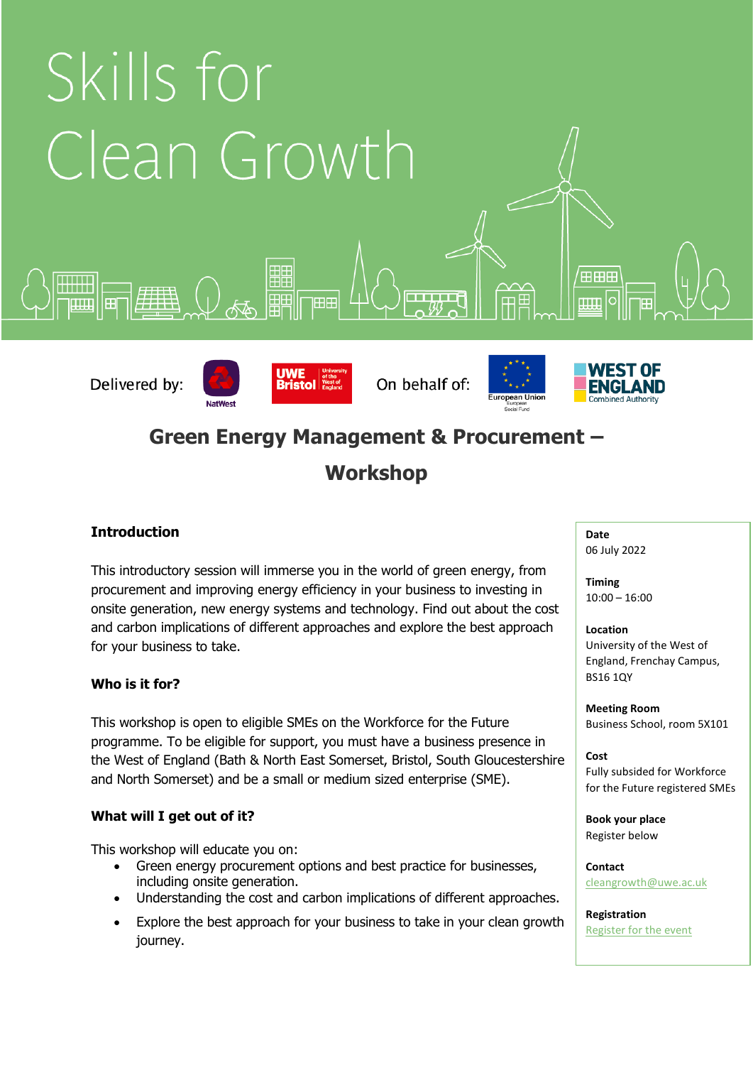# Skills for Clean Growth

Delivered by: NatWest, UWE Bristol (University of the West of England) On behalf of: European Union European Social Fund, West of England Combined Authority

## Green Energy Management & Procurement – Workshop

### Introduction

This introductory session will immerse you in the world of green energy, from procurement and improving energy efficiency in your business to investing in onsite generation, new energy systems and technology. Find out about the cost and carbon implications of different approaches and explore the best approach for your business to take.

### Who is it for?

This workshop is open to eligible SMEs on the Workforce for the Future programme. To be eligible for support, you must have a business presence in the West of England (Bath & North East Somerset, Bristol, South Gloucestershire and North Somerset) and be a small or medium sized enterprise (SME).

### What will I get out of it?

This workshop will educate you on:

- Green energy procurement options and best practice for businesses, including onsite generation.
- Understanding the cost and carbon implications of different approaches.
- Explore the best approach for your business to take in your clean growth journey.

**Date**
06 July 2022

**Timing**
10:00 – 16:00

**Location**
University of the West of England, Frenchay Campus, BS16 1QY

**Meeting Room**
Business School, room 5X101

**Cost**
Fully subsided for Workforce for the Future registered SMEs

**Book your place**
Register below

**Contact**
cleangrowth@uwe.ac.uk

**Registration**
Register for the event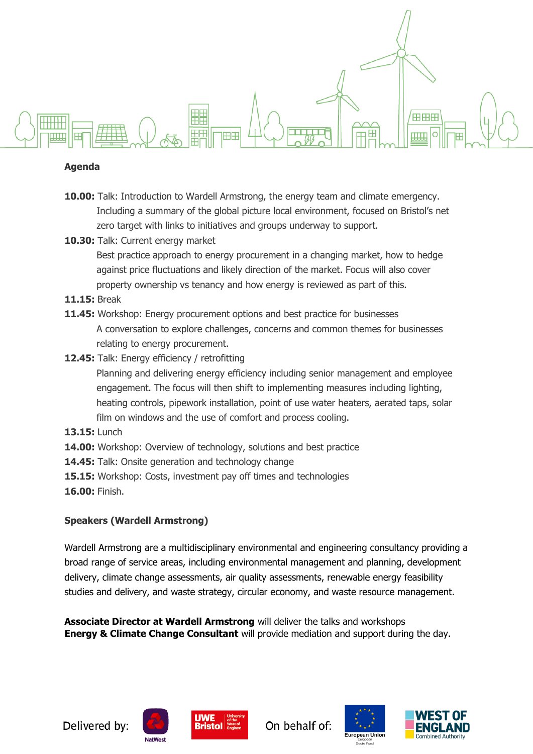## Agenda

**10.00:** Talk: Introduction to Wardell Armstrong, the energy team and climate emergency. Including a summary of the global picture local environment, focused on Bristol's net zero target with links to initiatives and groups underway to support.

**10.30:** Talk: Current energy market
Best practice approach to energy procurement in a changing market, how to hedge against price fluctuations and likely direction of the market. Focus will also cover property ownership vs tenancy and how energy is reviewed as part of this.

**11.15:** Break

**11.45:** Workshop: Energy procurement options and best practice for businesses
A conversation to explore challenges, concerns and common themes for businesses relating to energy procurement.

**12.45:** Talk: Energy efficiency / retrofitting
Planning and delivering energy efficiency including senior management and employee engagement. The focus will then shift to implementing measures including lighting, heating controls, pipework installation, point of use water heaters, aerated taps, solar film on windows and the use of comfort and process cooling.

**13.15:** Lunch

**14.00:** Workshop: Overview of technology, solutions and best practice

**14.45:** Talk: Onsite generation and technology change

**15.15:** Workshop: Costs, investment pay off times and technologies

**16.00:** Finish.

## Speakers (Wardell Armstrong)

Wardell Armstrong are a multidisciplinary environmental and engineering consultancy providing a broad range of service areas, including environmental management and planning, development delivery, climate change assessments, air quality assessments, renewable energy feasibility studies and delivery, and waste strategy, circular economy, and waste resource management.

**Associate Director at Wardell Armstrong** will deliver the talks and workshops
**Energy & Climate Change Consultant** will provide mediation and support during the day.

Delivered by: NatWest, UWE Bristol University of the West of England

On behalf of: European Union European Social Fund, West of England Combined Authority